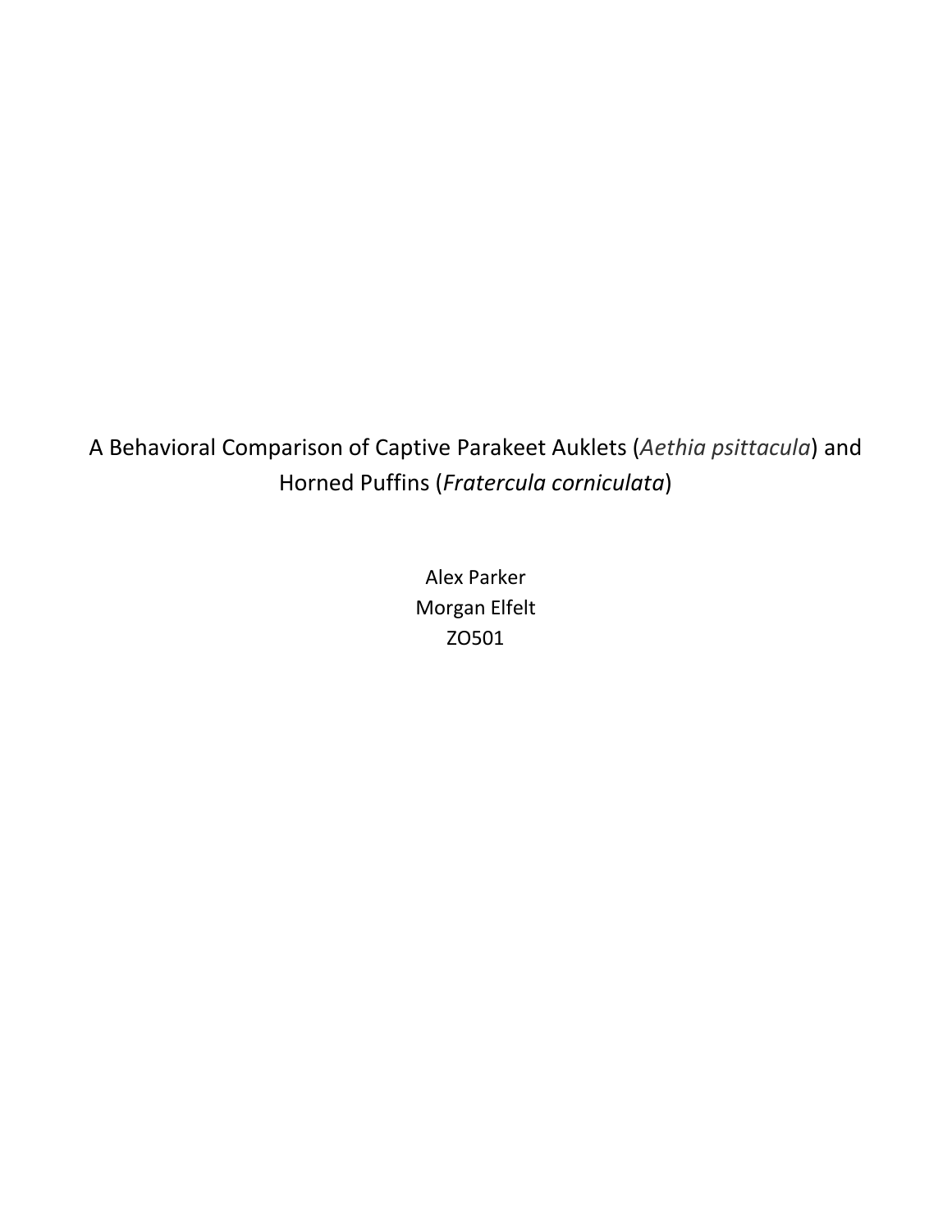# A Behavioral Comparison of Captive Parakeet Auklets (*Aethia psittacula*) and Horned Puffins (*Fratercula corniculata*)

Alex Parker
Morgan Elfelt
ZO501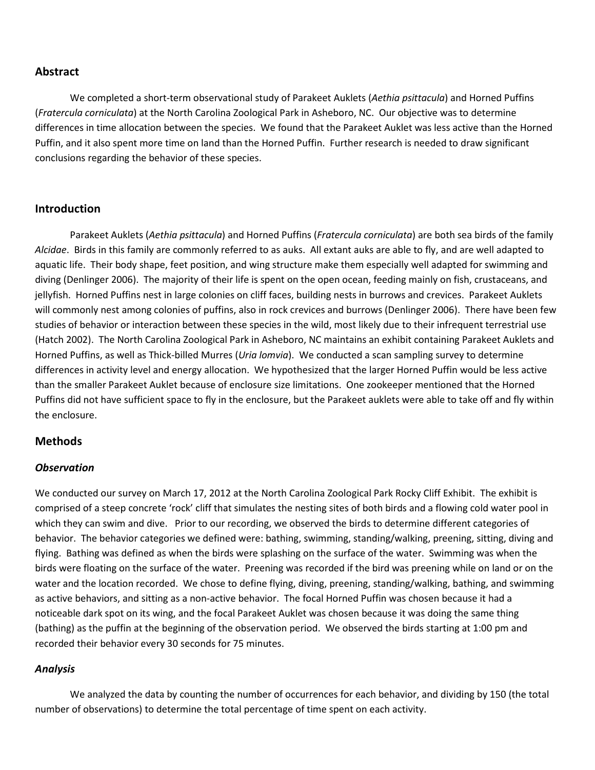## Abstract

We completed a short-term observational study of Parakeet Auklets (*Aethia psittacula*) and Horned Puffins (*Fratercula corniculata*) at the North Carolina Zoological Park in Asheboro, NC. Our objective was to determine differences in time allocation between the species. We found that the Parakeet Auklet was less active than the Horned Puffin, and it also spent more time on land than the Horned Puffin. Further research is needed to draw significant conclusions regarding the behavior of these species.

## Introduction

Parakeet Auklets (*Aethia psittacula*) and Horned Puffins (*Fratercula corniculata*) are both sea birds of the family *Alcidae*. Birds in this family are commonly referred to as auks. All extant auks are able to fly, and are well adapted to aquatic life. Their body shape, feet position, and wing structure make them especially well adapted for swimming and diving (Denlinger 2006). The majority of their life is spent on the open ocean, feeding mainly on fish, crustaceans, and jellyfish. Horned Puffins nest in large colonies on cliff faces, building nests in burrows and crevices. Parakeet Auklets will commonly nest among colonies of puffins, also in rock crevices and burrows (Denlinger 2006). There have been few studies of behavior or interaction between these species in the wild, most likely due to their infrequent terrestrial use (Hatch 2002). The North Carolina Zoological Park in Asheboro, NC maintains an exhibit containing Parakeet Auklets and Horned Puffins, as well as Thick-billed Murres (*Uria lomvia*). We conducted a scan sampling survey to determine differences in activity level and energy allocation. We hypothesized that the larger Horned Puffin would be less active than the smaller Parakeet Auklet because of enclosure size limitations. One zookeeper mentioned that the Horned Puffins did not have sufficient space to fly in the enclosure, but the Parakeet auklets were able to take off and fly within the enclosure.

## Methods

### *Observation*

We conducted our survey on March 17, 2012 at the North Carolina Zoological Park Rocky Cliff Exhibit. The exhibit is comprised of a steep concrete 'rock' cliff that simulates the nesting sites of both birds and a flowing cold water pool in which they can swim and dive. Prior to our recording, we observed the birds to determine different categories of behavior. The behavior categories we defined were: bathing, swimming, standing/walking, preening, sitting, diving and flying. Bathing was defined as when the birds were splashing on the surface of the water. Swimming was when the birds were floating on the surface of the water. Preening was recorded if the bird was preening while on land or on the water and the location recorded. We chose to define flying, diving, preening, standing/walking, bathing, and swimming as active behaviors, and sitting as a non-active behavior. The focal Horned Puffin was chosen because it had a noticeable dark spot on its wing, and the focal Parakeet Auklet was chosen because it was doing the same thing (bathing) as the puffin at the beginning of the observation period. We observed the birds starting at 1:00 pm and recorded their behavior every 30 seconds for 75 minutes.

### *Analysis*

We analyzed the data by counting the number of occurrences for each behavior, and dividing by 150 (the total number of observations) to determine the total percentage of time spent on each activity.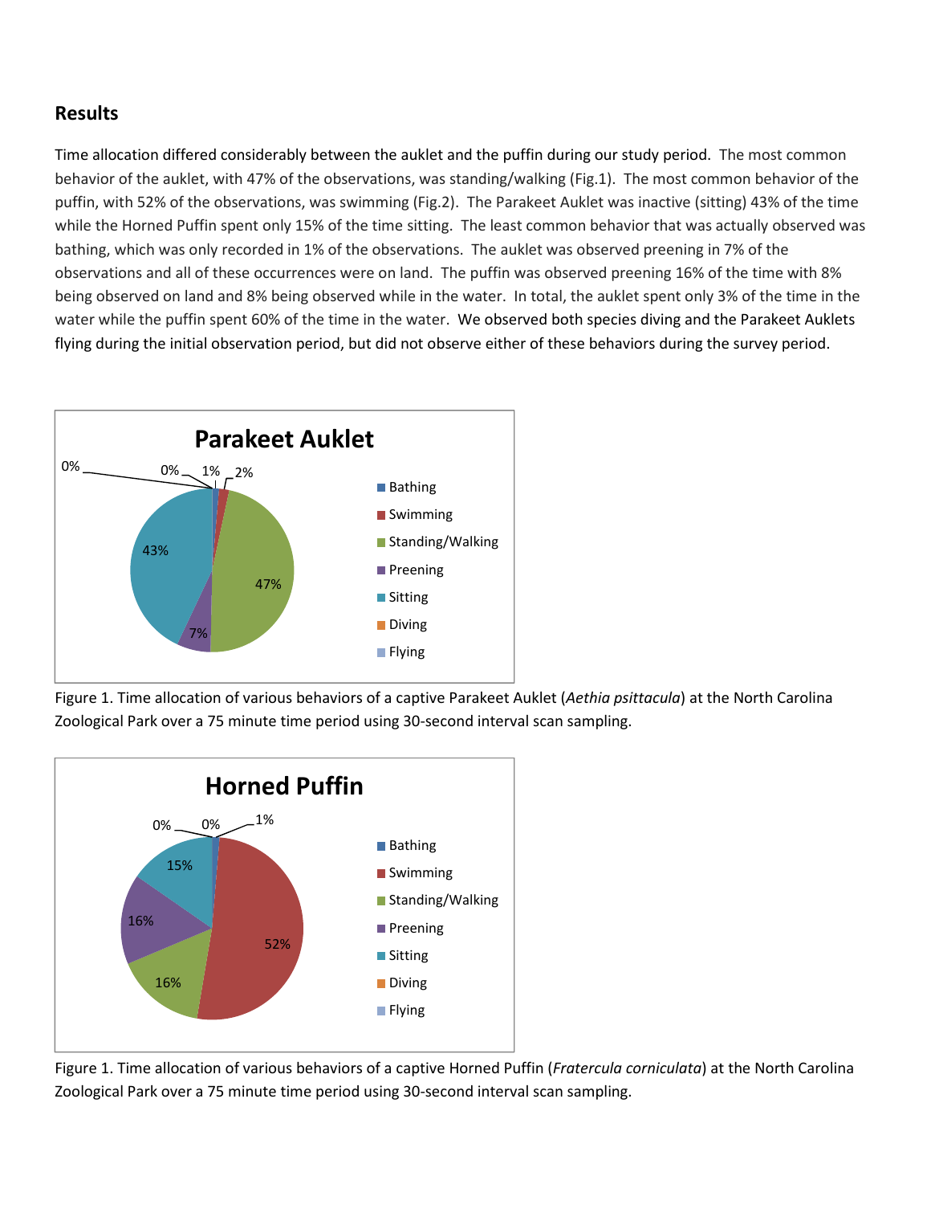## Results

Time allocation differed considerably between the auklet and the puffin during our study period. The most common behavior of the auklet, with 47% of the observations, was standing/walking (Fig.1). The most common behavior of the puffin, with 52% of the observations, was swimming (Fig.2). The Parakeet Auklet was inactive (sitting) 43% of the time while the Horned Puffin spent only 15% of the time sitting. The least common behavior that was actually observed was bathing, which was only recorded in 1% of the observations. The auklet was observed preening in 7% of the observations and all of these occurrences were on land. The puffin was observed preening 16% of the time with 8% being observed on land and 8% being observed while in the water. In total, the auklet spent only 3% of the time in the water while the puffin spent 60% of the time in the water. We observed both species diving and the Parakeet Auklets flying during the initial observation period, but did not observe either of these behaviors during the survey period.

**Parakeet Auklet**

| Behavior | Percent |
|---|---|
| Bathing | 1% |
| Swimming | 2% |
| Standing/Walking | 47% |
| Preening | 7% |
| Sitting | 43% |
| Diving | 0% |
| Flying | 0% |

Figure 1. Time allocation of various behaviors of a captive Parakeet Auklet (*Aethia psittacula*) at the North Carolina Zoological Park over a 75 minute time period using 30-second interval scan sampling.

**Horned Puffin**

| Behavior | Percent |
|---|---|
| Bathing | 1% |
| Swimming | 52% |
| Standing/Walking | 16% |
| Preening | 16% |
| Sitting | 15% |
| Diving | 0% |
| Flying | 0% |

Figure 1. Time allocation of various behaviors of a captive Horned Puffin (*Fratercula corniculata*) at the North Carolina Zoological Park over a 75 minute time period using 30-second interval scan sampling.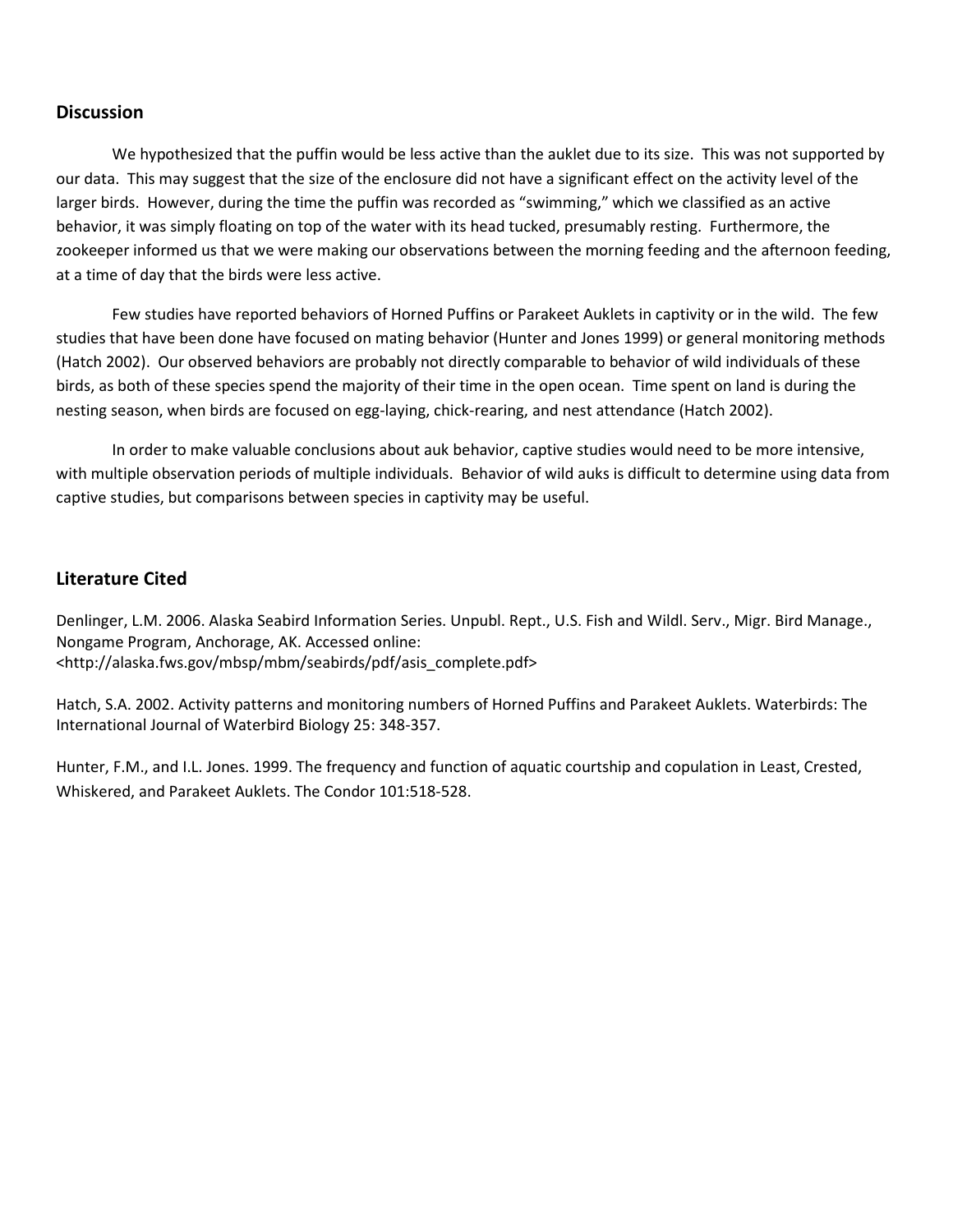## Discussion

We hypothesized that the puffin would be less active than the auklet due to its size. This was not supported by our data. This may suggest that the size of the enclosure did not have a significant effect on the activity level of the larger birds. However, during the time the puffin was recorded as "swimming," which we classified as an active behavior, it was simply floating on top of the water with its head tucked, presumably resting. Furthermore, the zookeeper informed us that we were making our observations between the morning feeding and the afternoon feeding, at a time of day that the birds were less active.

Few studies have reported behaviors of Horned Puffins or Parakeet Auklets in captivity or in the wild. The few studies that have been done have focused on mating behavior (Hunter and Jones 1999) or general monitoring methods (Hatch 2002). Our observed behaviors are probably not directly comparable to behavior of wild individuals of these birds, as both of these species spend the majority of their time in the open ocean. Time spent on land is during the nesting season, when birds are focused on egg-laying, chick-rearing, and nest attendance (Hatch 2002).

In order to make valuable conclusions about auk behavior, captive studies would need to be more intensive, with multiple observation periods of multiple individuals. Behavior of wild auks is difficult to determine using data from captive studies, but comparisons between species in captivity may be useful.

## Literature Cited

Denlinger, L.M. 2006. Alaska Seabird Information Series. Unpubl. Rept., U.S. Fish and Wildl. Serv., Migr. Bird Manage., Nongame Program, Anchorage, AK. Accessed online: <http://alaska.fws.gov/mbsp/mbm/seabirds/pdf/asis_complete.pdf>

Hatch, S.A. 2002. Activity patterns and monitoring numbers of Horned Puffins and Parakeet Auklets. Waterbirds: The International Journal of Waterbird Biology 25: 348-357.

Hunter, F.M., and I.L. Jones. 1999. The frequency and function of aquatic courtship and copulation in Least, Crested, Whiskered, and Parakeet Auklets. The Condor 101:518-528.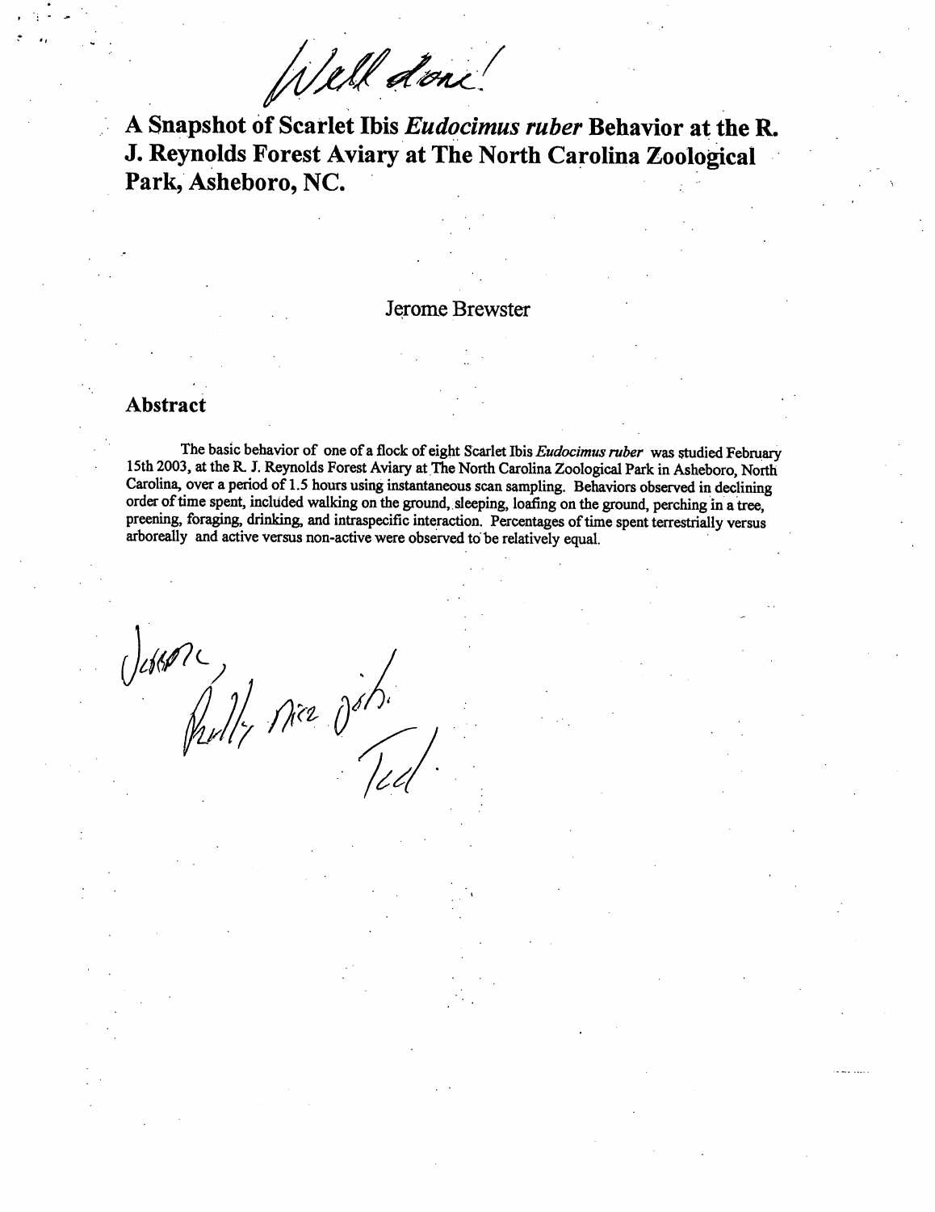Well done!

# A Snapshot of Scarlet Ibis *Eudocimus ruber* Behavior at the R. J. Reynolds Forest Aviary at The North Carolina Zoological Park, Asheboro, NC.

Jerome Brewster

## Abstract

The basic behavior of one of a flock of eight Scarlet Ibis *Eudocimus ruber* was studied February 15th 2003, at the R. J. Reynolds Forest Aviary at The North Carolina Zoological Park in Asheboro, North Carolina, over a period of 1.5 hours using instantaneous scan sampling. Behaviors observed in declining order of time spent, included walking on the ground, sleeping, loafing on the ground, perching in a tree, preening, foraging, drinking, and intraspecific interaction. Percentages of time spent terrestrially versus arboreally and active versus non-active were observed to be relatively equal.

Jerome,
Really nice job.
Ted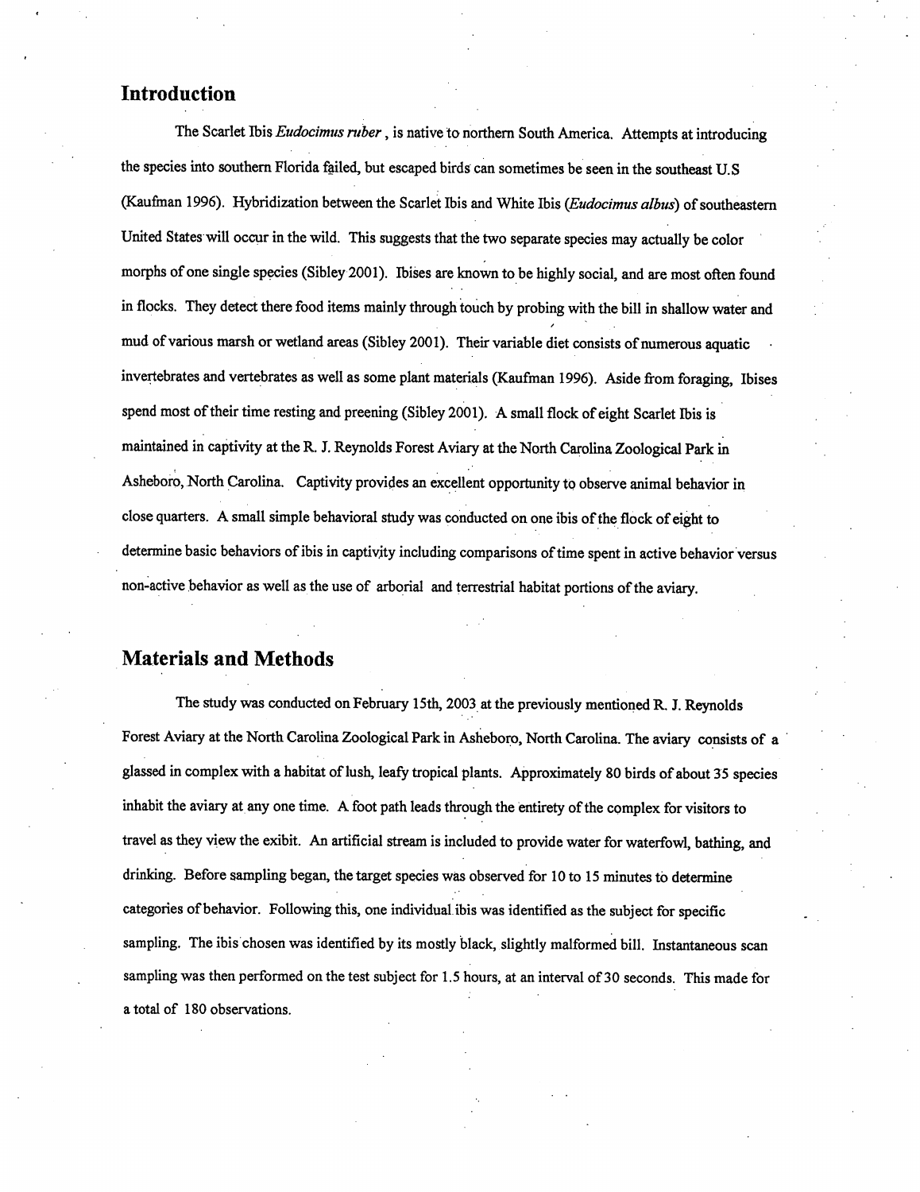## Introduction

The Scarlet Ibis *Eudocimus ruber*, is native to northern South America. Attempts at introducing the species into southern Florida failed, but escaped birds can sometimes be seen in the southeast U.S (Kaufman 1996). Hybridization between the Scarlet Ibis and White Ibis (*Eudocimus albus*) of southeastern United States will occur in the wild. This suggests that the two separate species may actually be color morphs of one single species (Sibley 2001). Ibises are known to be highly social, and are most often found in flocks. They detect there food items mainly through touch by probing with the bill in shallow water and mud of various marsh or wetland areas (Sibley 2001). Their variable diet consists of numerous aquatic invertebrates and vertebrates as well as some plant materials (Kaufman 1996). Aside from foraging, Ibises spend most of their time resting and preening (Sibley 2001). A small flock of eight Scarlet Ibis is maintained in captivity at the R. J. Reynolds Forest Aviary at the North Carolina Zoological Park in Asheboro, North Carolina. Captivity provides an excellent opportunity to observe animal behavior in close quarters. A small simple behavioral study was conducted on one ibis of the flock of eight to determine basic behaviors of ibis in captivity including comparisons of time spent in active behavior versus non-active behavior as well as the use of arborial and terrestrial habitat portions of the aviary.

## Materials and Methods

The study was conducted on February 15th, 2003 at the previously mentioned R. J. Reynolds Forest Aviary at the North Carolina Zoological Park in Asheboro, North Carolina. The aviary consists of a glassed in complex with a habitat of lush, leafy tropical plants. Approximately 80 birds of about 35 species inhabit the aviary at any one time. A foot path leads through the entirety of the complex for visitors to travel as they view the exibit. An artificial stream is included to provide water for waterfowl, bathing, and drinking. Before sampling began, the target species was observed for 10 to 15 minutes to determine categories of behavior. Following this, one individual ibis was identified as the subject for specific sampling. The ibis chosen was identified by its mostly black, slightly malformed bill. Instantaneous scan sampling was then performed on the test subject for 1.5 hours, at an interval of 30 seconds. This made for a total of 180 observations.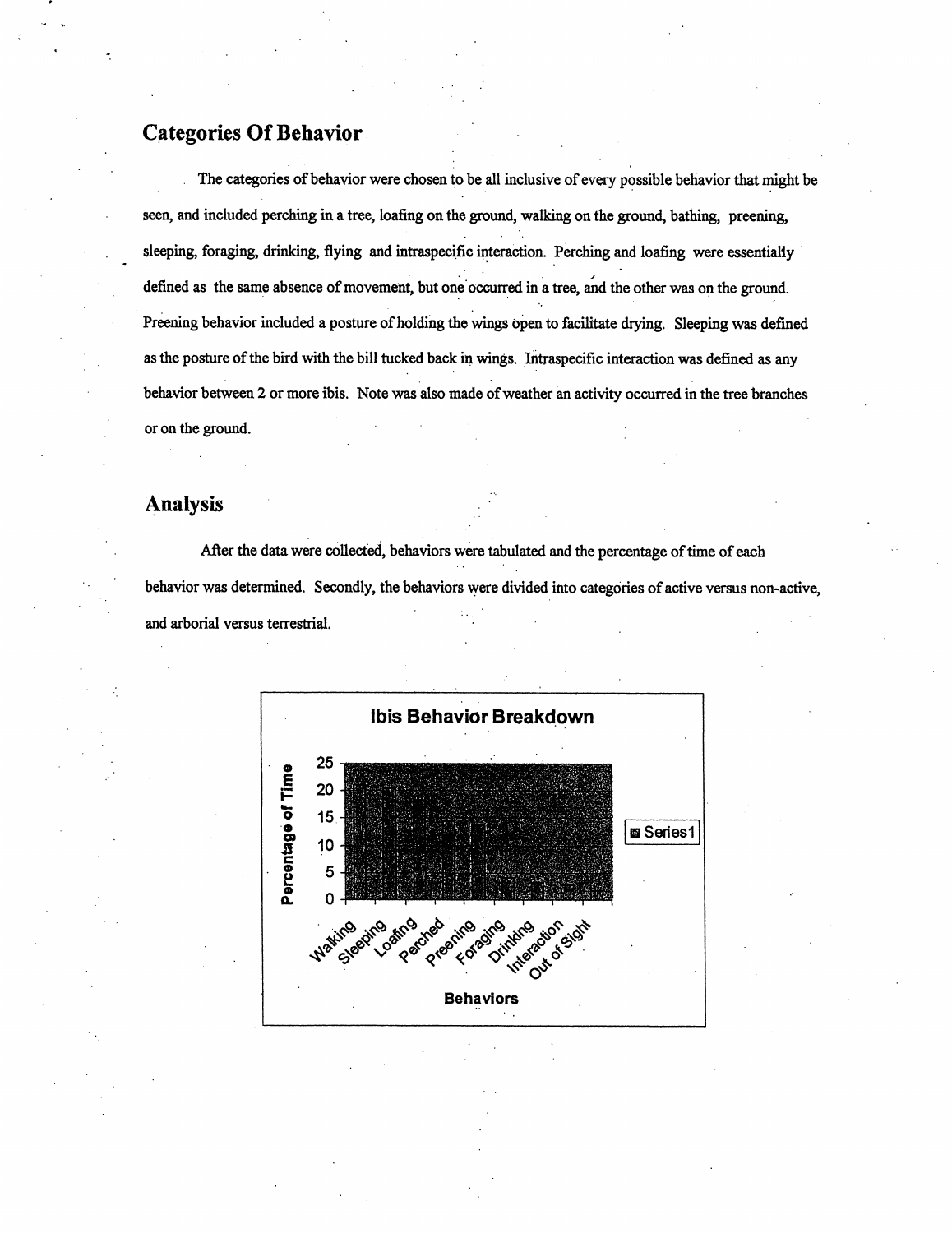## Categories Of Behavior

The categories of behavior were chosen to be all inclusive of every possible behavior that might be seen, and included perching in a tree, loafing on the ground, walking on the ground, bathing, preening, sleeping, foraging, drinking, flying and intraspecific interaction. Perching and loafing were essentially defined as the same absence of movement, but one occurred in a tree, and the other was on the ground. Preening behavior included a posture of holding the wings open to facilitate drying. Sleeping was defined as the posture of the bird with the bill tucked back in wings. Intraspecific interaction was defined as any behavior between 2 or more ibis. Note was also made of weather an activity occurred in the tree branches or on the ground.

## Analysis

After the data were collected, behaviors were tabulated and the percentage of time of each behavior was determined. Secondly, the behaviors were divided into categories of active versus non-active, and arborial versus terrestrial.

Ibis Behavior Breakdown

Percentage of Time (0–25) by Behaviors: Walking, Sleeping, Loafing, Perched, Preening, Foraging, Drinking, Interaction, Out of Sight

Series1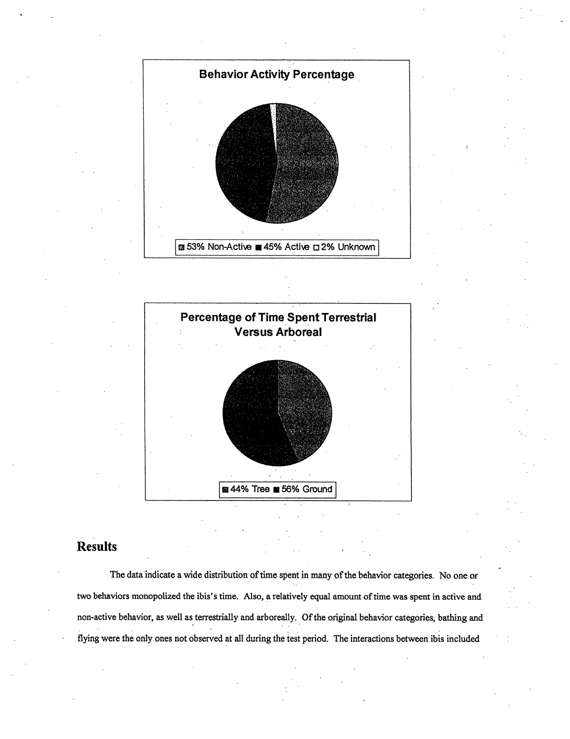**Behavior Activity Percentage**

53% Non-Active 45% Active 2% Unknown

**Percentage of Time Spent Terrestrial Versus Arboreal**

44% Tree 56% Ground

## Results

The data indicate a wide distribution of time spent in many of the behavior categories. No one or two behaviors monopolized the ibis's time. Also, a relatively equal amount of time was spent in active and non-active behavior, as well as terrestrially and arboreally. Of the original behavior categories, bathing and flying were the only ones not observed at all during the test period. The interactions between ibis included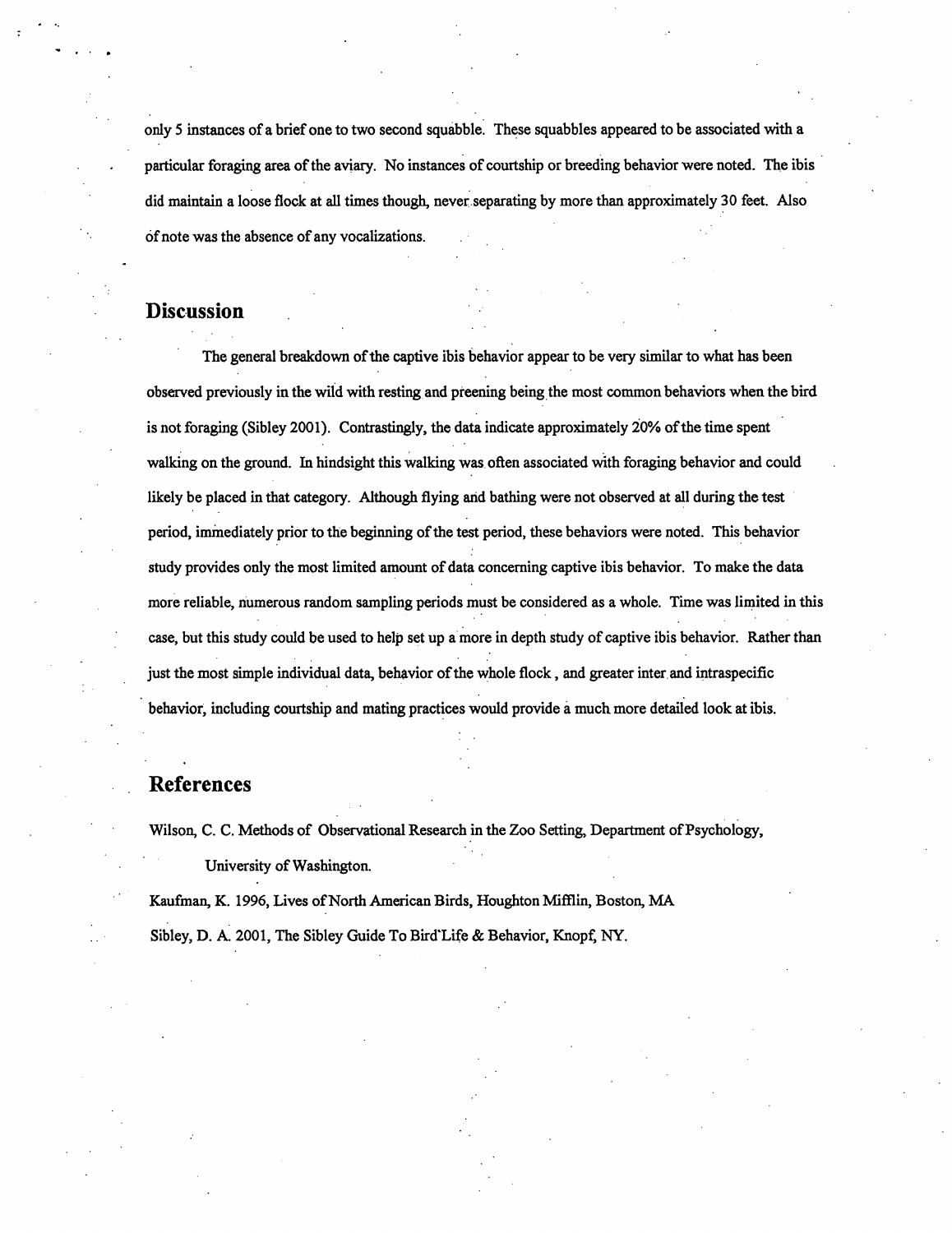only 5 instances of a brief one to two second squabble. These squabbles appeared to be associated with a particular foraging area of the aviary. No instances of courtship or breeding behavior were noted. The ibis did maintain a loose flock at all times though, never separating by more than approximately 30 feet. Also of note was the absence of any vocalizations.

## Discussion

The general breakdown of the captive ibis behavior appear to be very similar to what has been observed previously in the wild with resting and preening being the most common behaviors when the bird is not foraging (Sibley 2001). Contrastingly, the data indicate approximately 20% of the time spent walking on the ground. In hindsight this walking was often associated with foraging behavior and could likely be placed in that category. Although flying and bathing were not observed at all during the test period, immediately prior to the beginning of the test period, these behaviors were noted. This behavior study provides only the most limited amount of data concerning captive ibis behavior. To make the data more reliable, numerous random sampling periods must be considered as a whole. Time was limited in this case, but this study could be used to help set up a more in depth study of captive ibis behavior. Rather than just the most simple individual data, behavior of the whole flock , and greater inter and intraspecific behavior, including courtship and mating practices would provide a much more detailed look at ibis.

## References

Wilson, C. C. Methods of Observational Research in the Zoo Setting, Department of Psychology, University of Washington.

Kaufman, K. 1996, Lives of North American Birds, Houghton Mifflin, Boston, MA

Sibley, D. A. 2001, The Sibley Guide To Bird Life & Behavior, Knopf, NY.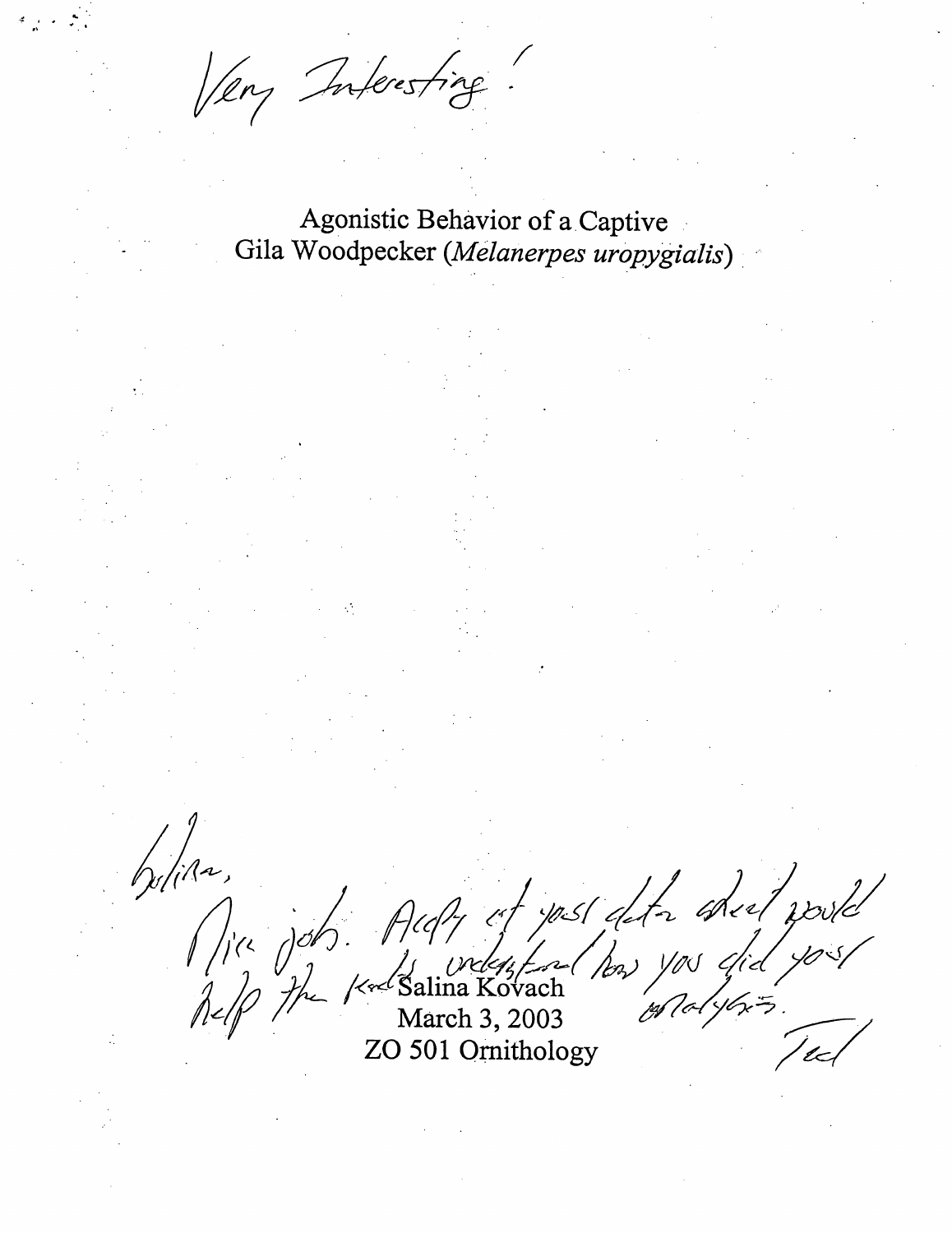Very Interesting!

# Agonistic Behavior of a Captive Gila Woodpecker (*Melanerpes uropygialis*)

Salina,

Nice job. A copy of your data sheet would help the reader understand how you did your analysis.

Ted

Salina Kovach
March 3, 2003
ZO 501 Ornithology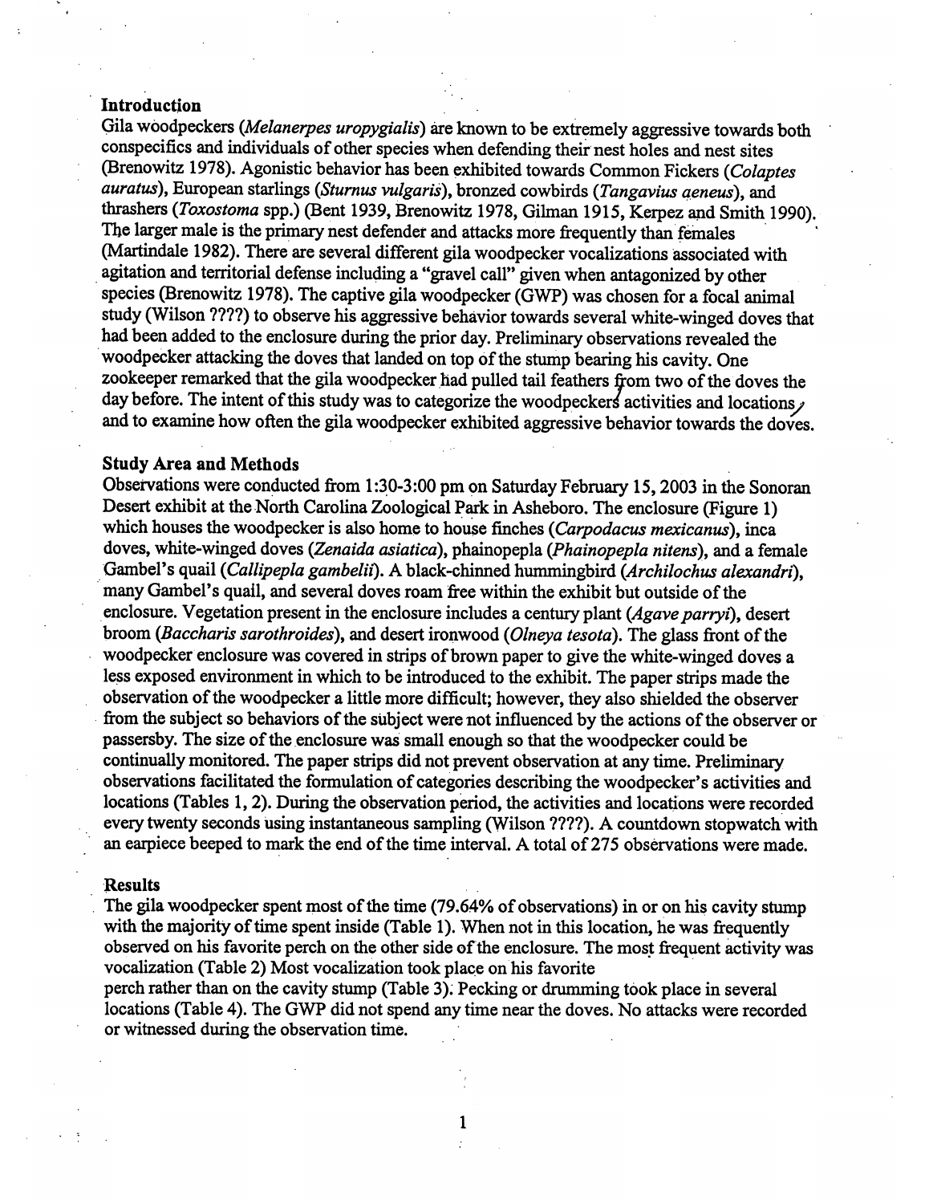## Introduction

Gila woodpeckers (*Melanerpes uropygialis*) are known to be extremely aggressive towards both conspecifics and individuals of other species when defending their nest holes and nest sites (Brenowitz 1978). Agonistic behavior has been exhibited towards Common Fickers (*Colaptes auratus*), European starlings (*Sturnus vulgaris*), bronzed cowbirds (*Tangavius aeneus*), and thrashers (*Toxostoma* spp.) (Bent 1939, Brenowitz 1978, Gilman 1915, Kerpez and Smith 1990). The larger male is the primary nest defender and attacks more frequently than females (Martindale 1982). There are several different gila woodpecker vocalizations associated with agitation and territorial defense including a "gravel call" given when antagonized by other species (Brenowitz 1978). The captive gila woodpecker (GWP) was chosen for a focal animal study (Wilson ????) to observe his aggressive behavior towards several white-winged doves that had been added to the enclosure during the prior day. Preliminary observations revealed the woodpecker attacking the doves that landed on top of the stump bearing his cavity. One zookeeper remarked that the gila woodpecker had pulled tail feathers from two of the doves the day before. The intent of this study was to categorize the woodpeckers activities and locations, and to examine how often the gila woodpecker exhibited aggressive behavior towards the doves.

## Study Area and Methods

Observations were conducted from 1:30-3:00 pm on Saturday February 15, 2003 in the Sonoran Desert exhibit at the North Carolina Zoological Park in Asheboro. The enclosure (Figure 1) which houses the woodpecker is also home to house finches (*Carpodacus mexicanus*), inca doves, white-winged doves (*Zenaida asiatica*), phainopepla (*Phainopepla nitens*), and a female Gambel's quail (*Callipepla gambelii*). A black-chinned hummingbird (*Archilochus alexandri*), many Gambel's quail, and several doves roam free within the exhibit but outside of the enclosure. Vegetation present in the enclosure includes a century plant (*Agave parryi*), desert broom (*Baccharis sarothroides*), and desert ironwood (*Olneya tesota*). The glass front of the woodpecker enclosure was covered in strips of brown paper to give the white-winged doves a less exposed environment in which to be introduced to the exhibit. The paper strips made the observation of the woodpecker a little more difficult; however, they also shielded the observer from the subject so behaviors of the subject were not influenced by the actions of the observer or passersby. The size of the enclosure was small enough so that the woodpecker could be continually monitored. The paper strips did not prevent observation at any time. Preliminary observations facilitated the formulation of categories describing the woodpecker's activities and locations (Tables 1, 2). During the observation period, the activities and locations were recorded every twenty seconds using instantaneous sampling (Wilson ????). A countdown stopwatch with an earpiece beeped to mark the end of the time interval. A total of 275 observations were made.

## Results

The gila woodpecker spent most of the time (79.64% of observations) in or on his cavity stump with the majority of time spent inside (Table 1). When not in this location, he was frequently observed on his favorite perch on the other side of the enclosure. The most frequent activity was vocalization (Table 2) Most vocalization took place on his favorite perch rather than on the cavity stump (Table 3). Pecking or drumming took place in several locations (Table 4). The GWP did not spend any time near the doves. No attacks were recorded or witnessed during the observation time.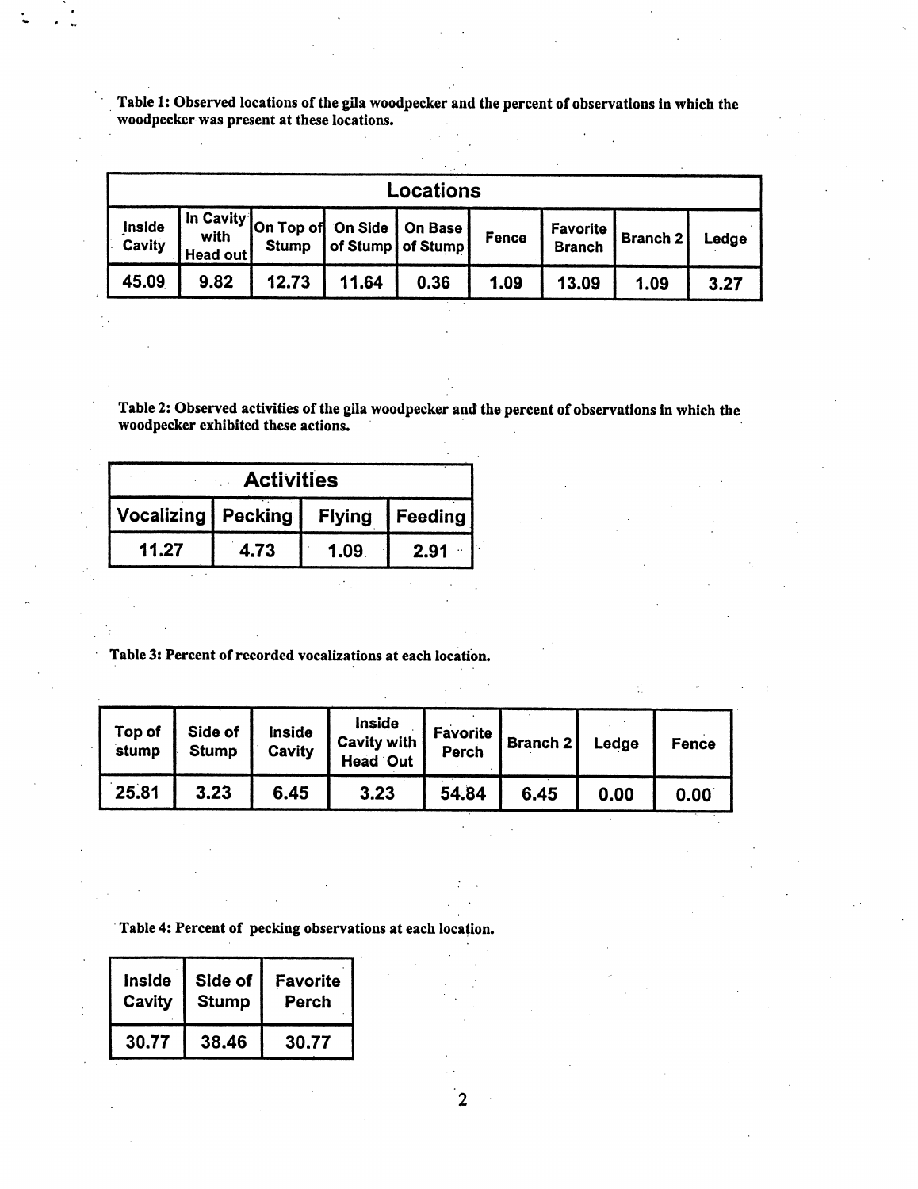**Table 1: Observed locations of the gila woodpecker and the percent of observations in which the woodpecker was present at these locations.**

| Locations | | | | | | | | |
|---|---|---|---|---|---|---|---|---|
| Inside Cavity | In Cavity with Head out | On Top of Stump | On Side of Stump | On Base of Stump | Fence | Favorite Branch | Branch 2 | Ledge |
| 45.09 | 9.82 | 12.73 | 11.64 | 0.36 | 1.09 | 13.09 | 1.09 | 3.27 |

**Table 2: Observed activities of the gila woodpecker and the percent of observations in which the woodpecker exhibited these actions.**

| Activities | | | |
|---|---|---|---|
| Vocalizing | Pecking | Flying | Feeding |
| 11.27 | 4.73 | 1.09 | 2.91 |

**Table 3: Percent of recorded vocalizations at each location.**

| Top of stump | Side of Stump | Inside Cavity | Inside Cavity with Head Out | Favorite Perch | Branch 2 | Ledge | Fence |
|---|---|---|---|---|---|---|---|
| 25.81 | 3.23 | 6.45 | 3.23 | 54.84 | 6.45 | 0.00 | 0.00 |

**Table 4: Percent of pecking observations at each location.**

| Inside Cavity | Side of Stump | Favorite Perch |
|---|---|---|
| 30.77 | 38.46 | 30.77 |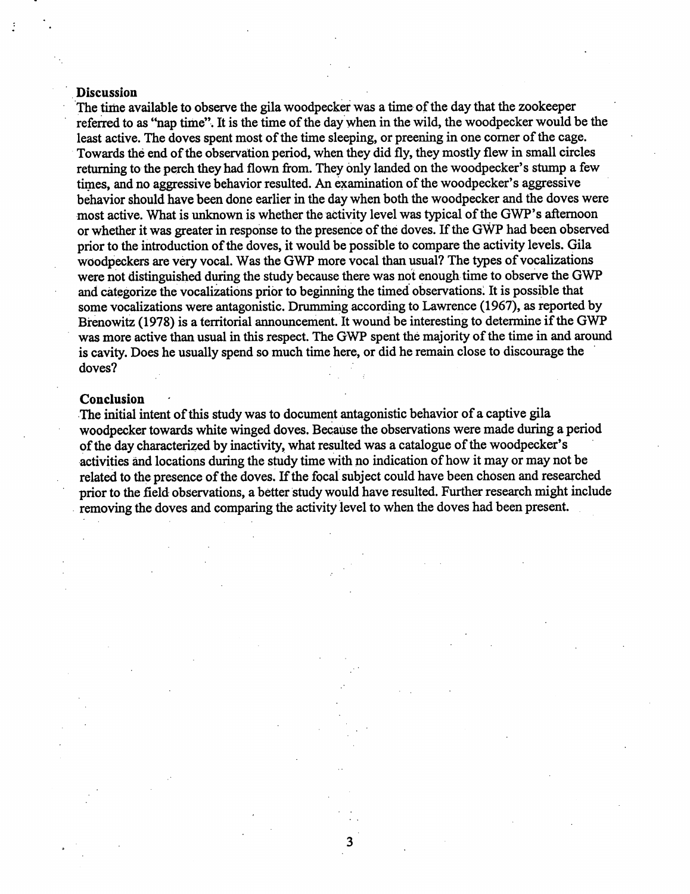## Discussion

The time available to observe the gila woodpecker was a time of the day that the zookeeper referred to as "nap time". It is the time of the day when in the wild, the woodpecker would be the least active. The doves spent most of the time sleeping, or preening in one corner of the cage. Towards the end of the observation period, when they did fly, they mostly flew in small circles returning to the perch they had flown from. They only landed on the woodpecker's stump a few times, and no aggressive behavior resulted. An examination of the woodpecker's aggressive behavior should have been done earlier in the day when both the woodpecker and the doves were most active. What is unknown is whether the activity level was typical of the GWP's afternoon or whether it was greater in response to the presence of the doves. If the GWP had been observed prior to the introduction of the doves, it would be possible to compare the activity levels. Gila woodpeckers are very vocal. Was the GWP more vocal than usual? The types of vocalizations were not distinguished during the study because there was not enough time to observe the GWP and categorize the vocalizations prior to beginning the timed observations. It is possible that some vocalizations were antagonistic. Drumming according to Lawrence (1967), as reported by Brenowitz (1978) is a territorial announcement. It wound be interesting to determine if the GWP was more active than usual in this respect. The GWP spent the majority of the time in and around is cavity. Does he usually spend so much time here, or did he remain close to discourage the doves?

## Conclusion

The initial intent of this study was to document antagonistic behavior of a captive gila woodpecker towards white winged doves. Because the observations were made during a period of the day characterized by inactivity, what resulted was a catalogue of the woodpecker's activities and locations during the study time with no indication of how it may or may not be related to the presence of the doves. If the focal subject could have been chosen and researched prior to the field observations, a better study would have resulted. Further research might include removing the doves and comparing the activity level to when the doves had been present.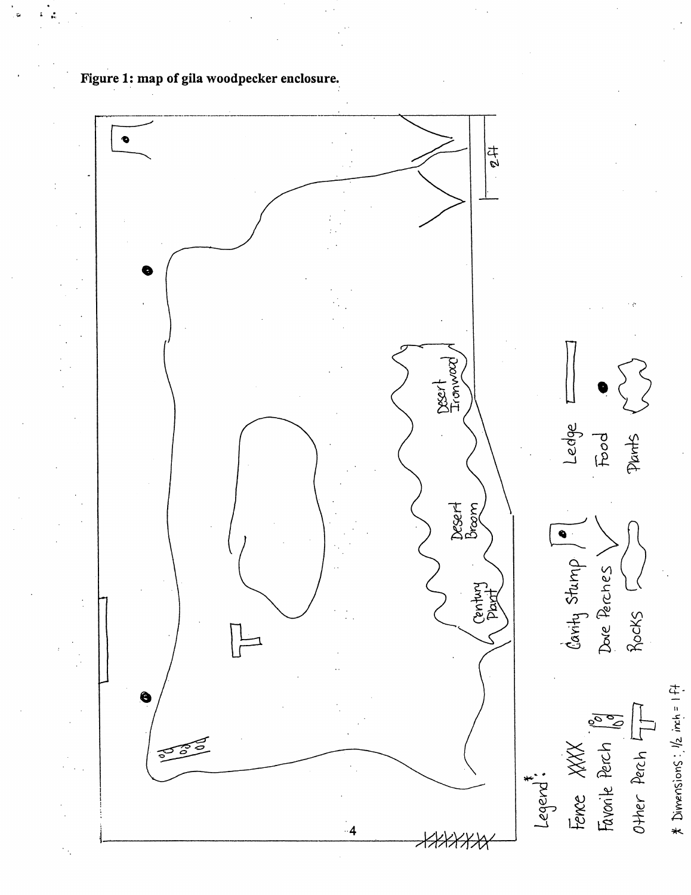**Figure 1: map of gila woodpecker enclosure.**

Legend*:

Fence XXXX

Favorite Perch

Other Perch

Cavity Stump

Dove Perches

Rocks

Ledge

Food

Plants

* Dimensions: 1/2 inch = 1 ft

Desert Ironwood

Desert Broom

Century Plant

2 ft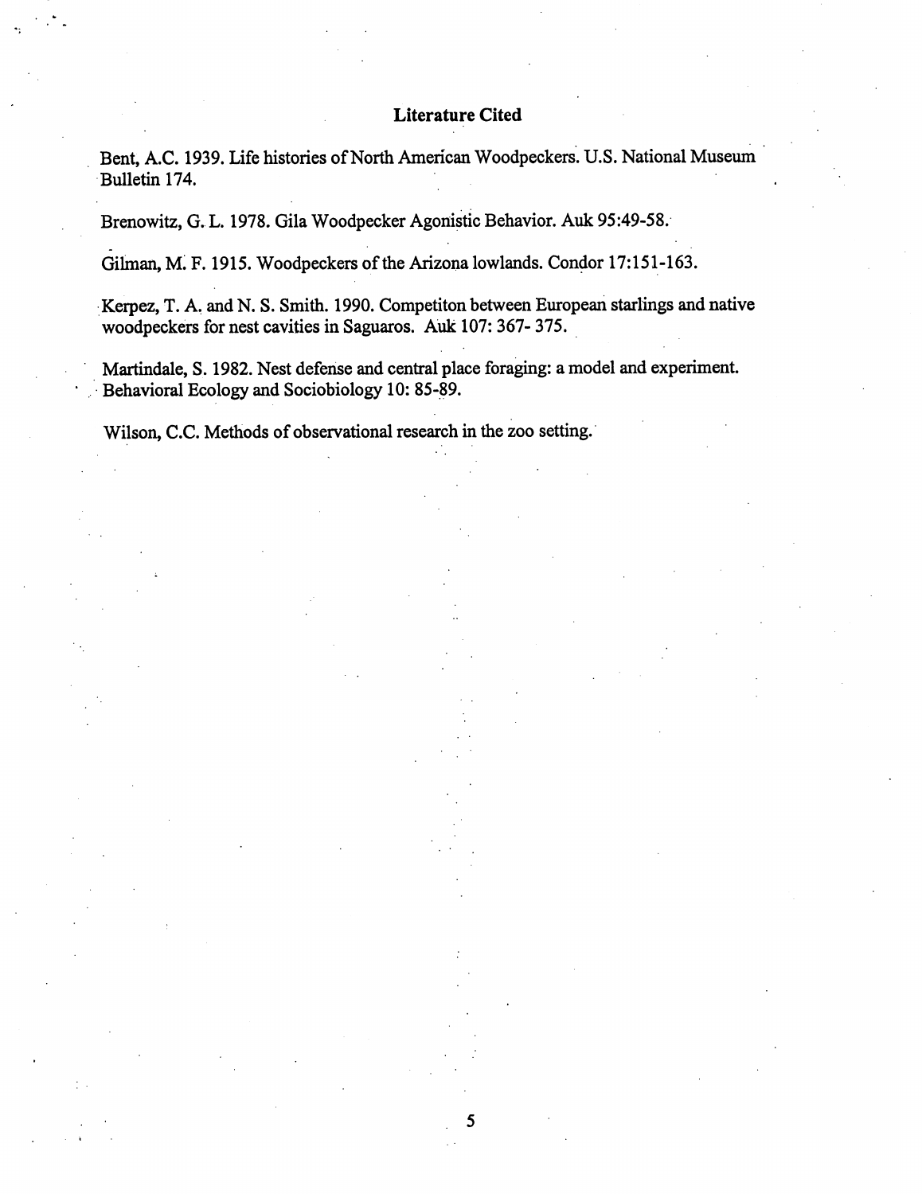## Literature Cited

Bent, A.C. 1939. Life histories of North American Woodpeckers. U.S. National Museum Bulletin 174.

Brenowitz, G. L. 1978. Gila Woodpecker Agonistic Behavior. Auk 95:49-58.

Gilman, M. F. 1915. Woodpeckers of the Arizona lowlands. Condor 17:151-163.

Kerpez, T. A. and N. S. Smith. 1990. Competiton between European starlings and native woodpeckers for nest cavities in Saguaros. Auk 107: 367- 375.

Martindale, S. 1982. Nest defense and central place foraging: a model and experiment. Behavioral Ecology and Sociobiology 10: 85-89.

Wilson, C.C. Methods of observational research in the zoo setting.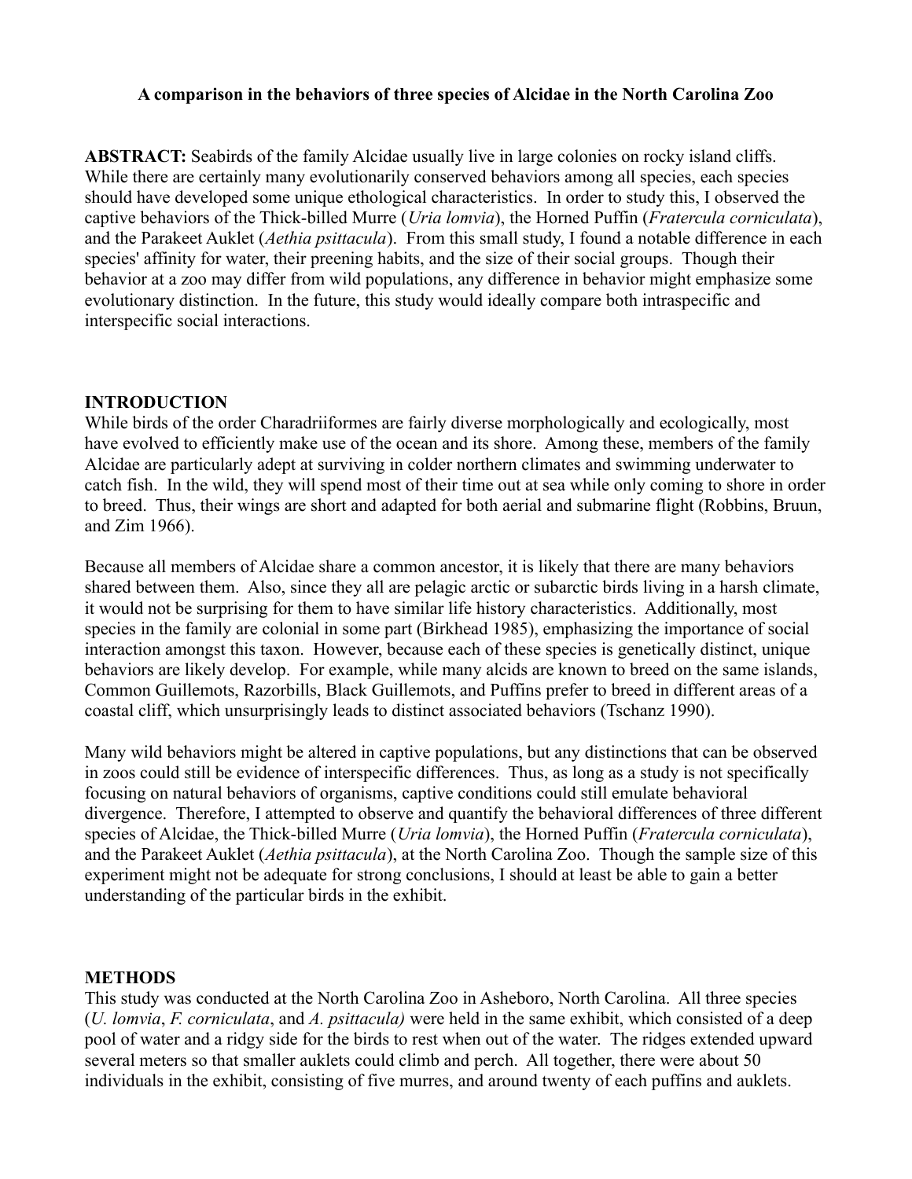**A comparison in the behaviors of three species of Alcidae in the North Carolina Zoo**

**ABSTRACT:** Seabirds of the family Alcidae usually live in large colonies on rocky island cliffs. While there are certainly many evolutionarily conserved behaviors among all species, each species should have developed some unique ethological characteristics. In order to study this, I observed the captive behaviors of the Thick-billed Murre (*Uria lomvia*), the Horned Puffin (*Fratercula corniculata*), and the Parakeet Auklet (*Aethia psittacula*). From this small study, I found a notable difference in each species' affinity for water, their preening habits, and the size of their social groups. Though their behavior at a zoo may differ from wild populations, any difference in behavior might emphasize some evolutionary distinction. In the future, this study would ideally compare both intraspecific and interspecific social interactions.

## INTRODUCTION

While birds of the order Charadriiformes are fairly diverse morphologically and ecologically, most have evolved to efficiently make use of the ocean and its shore. Among these, members of the family Alcidae are particularly adept at surviving in colder northern climates and swimming underwater to catch fish. In the wild, they will spend most of their time out at sea while only coming to shore in order to breed. Thus, their wings are short and adapted for both aerial and submarine flight (Robbins, Bruun, and Zim 1966).

Because all members of Alcidae share a common ancestor, it is likely that there are many behaviors shared between them. Also, since they all are pelagic arctic or subarctic birds living in a harsh climate, it would not be surprising for them to have similar life history characteristics. Additionally, most species in the family are colonial in some part (Birkhead 1985), emphasizing the importance of social interaction amongst this taxon. However, because each of these species is genetically distinct, unique behaviors are likely develop. For example, while many alcids are known to breed on the same islands, Common Guillemots, Razorbills, Black Guillemots, and Puffins prefer to breed in different areas of a coastal cliff, which unsurprisingly leads to distinct associated behaviors (Tschanz 1990).

Many wild behaviors might be altered in captive populations, but any distinctions that can be observed in zoos could still be evidence of interspecific differences. Thus, as long as a study is not specifically focusing on natural behaviors of organisms, captive conditions could still emulate behavioral divergence. Therefore, I attempted to observe and quantify the behavioral differences of three different species of Alcidae, the Thick-billed Murre (*Uria lomvia*), the Horned Puffin (*Fratercula corniculata*), and the Parakeet Auklet (*Aethia psittacula*), at the North Carolina Zoo. Though the sample size of this experiment might not be adequate for strong conclusions, I should at least be able to gain a better understanding of the particular birds in the exhibit.

## METHODS

This study was conducted at the North Carolina Zoo in Asheboro, North Carolina. All three species (*U. lomvia*, *F. corniculata*, and *A. psittacula)* were held in the same exhibit, which consisted of a deep pool of water and a ridgy side for the birds to rest when out of the water. The ridges extended upward several meters so that smaller auklets could climb and perch. All together, there were about 50 individuals in the exhibit, consisting of five murres, and around twenty of each puffins and auklets.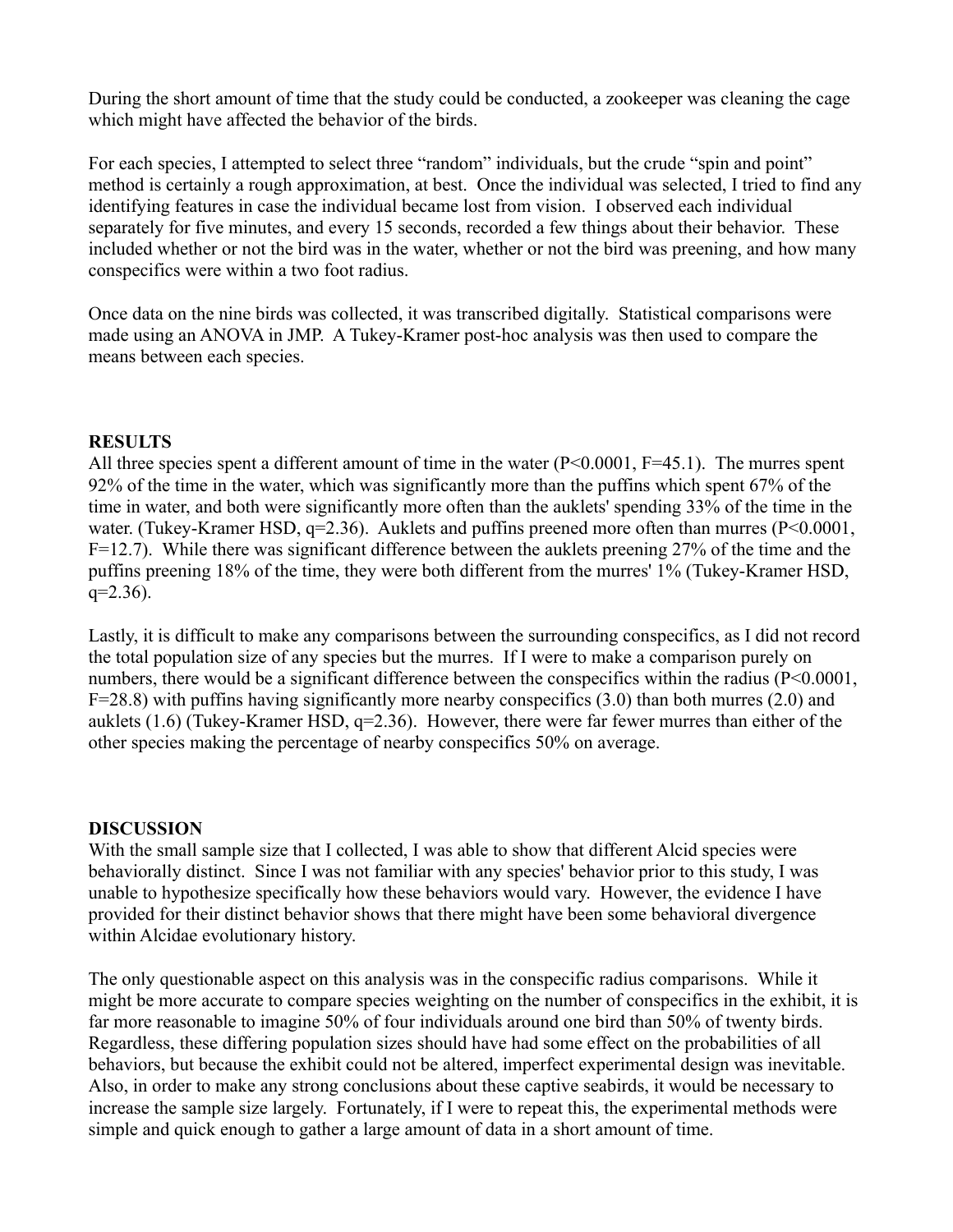During the short amount of time that the study could be conducted, a zookeeper was cleaning the cage which might have affected the behavior of the birds.

For each species, I attempted to select three "random" individuals, but the crude "spin and point" method is certainly a rough approximation, at best. Once the individual was selected, I tried to find any identifying features in case the individual became lost from vision. I observed each individual separately for five minutes, and every 15 seconds, recorded a few things about their behavior. These included whether or not the bird was in the water, whether or not the bird was preening, and how many conspecifics were within a two foot radius.

Once data on the nine birds was collected, it was transcribed digitally. Statistical comparisons were made using an ANOVA in JMP. A Tukey-Kramer post-hoc analysis was then used to compare the means between each species.

**RESULTS**

All three species spent a different amount of time in the water ($P<0.0001$, $F=45.1$). The murres spent 92% of the time in the water, which was significantly more than the puffins which spent 67% of the time in water, and both were significantly more often than the auklets' spending 33% of the time in the water. (Tukey-Kramer HSD, $q=2.36$). Auklets and puffins preened more often than murres ($P<0.0001$, $F=12.7$). While there was significant difference between the auklets preening 27% of the time and the puffins preening 18% of the time, they were both different from the murres' 1% (Tukey-Kramer HSD, $q=2.36$).

Lastly, it is difficult to make any comparisons between the surrounding conspecifics, as I did not record the total population size of any species but the murres. If I were to make a comparison purely on numbers, there would be a significant difference between the conspecifics within the radius ($P<0.0001$, $F=28.8$) with puffins having significantly more nearby conspecifics (3.0) than both murres (2.0) and auklets (1.6) (Tukey-Kramer HSD, $q=2.36$). However, there were far fewer murres than either of the other species making the percentage of nearby conspecifics 50% on average.

**DISCUSSION**

With the small sample size that I collected, I was able to show that different Alcid species were behaviorally distinct. Since I was not familiar with any species' behavior prior to this study, I was unable to hypothesize specifically how these behaviors would vary. However, the evidence I have provided for their distinct behavior shows that there might have been some behavioral divergence within Alcidae evolutionary history.

The only questionable aspect on this analysis was in the conspecific radius comparisons. While it might be more accurate to compare species weighting on the number of conspecifics in the exhibit, it is far more reasonable to imagine 50% of four individuals around one bird than 50% of twenty birds. Regardless, these differing population sizes should have had some effect on the probabilities of all behaviors, but because the exhibit could not be altered, imperfect experimental design was inevitable. Also, in order to make any strong conclusions about these captive seabirds, it would be necessary to increase the sample size largely. Fortunately, if I were to repeat this, the experimental methods were simple and quick enough to gather a large amount of data in a short amount of time.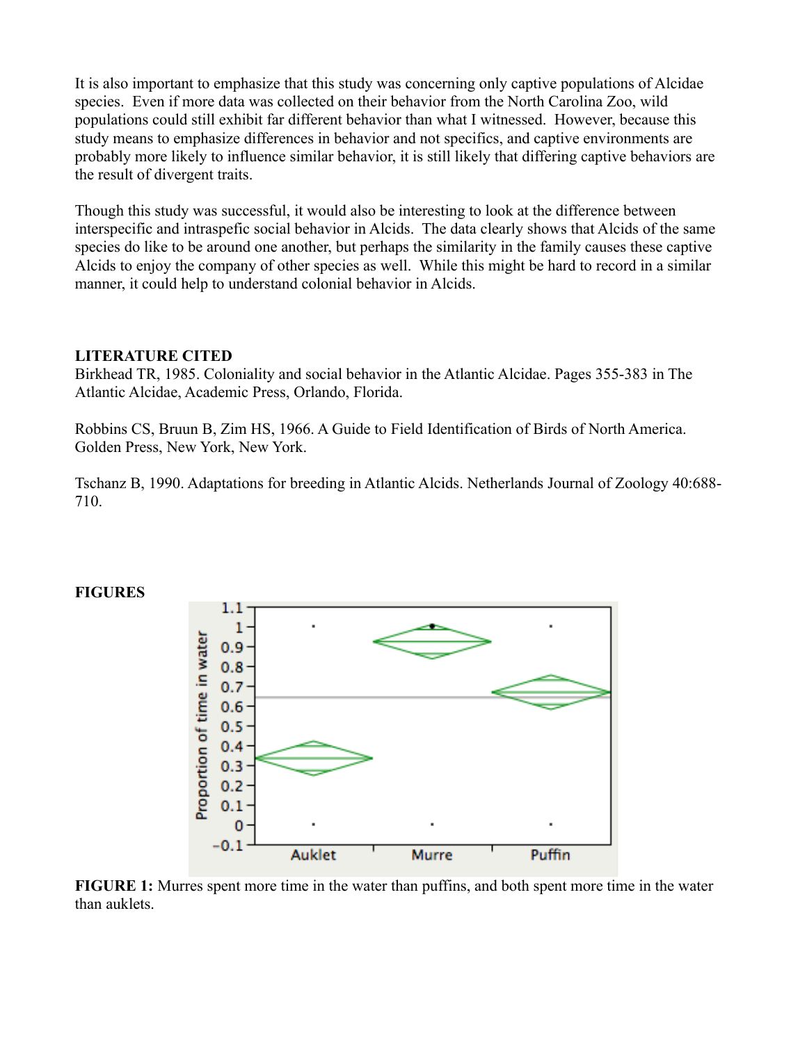It is also important to emphasize that this study was concerning only captive populations of Alcidae species. Even if more data was collected on their behavior from the North Carolina Zoo, wild populations could still exhibit far different behavior than what I witnessed. However, because this study means to emphasize differences in behavior and not specifics, and captive environments are probably more likely to influence similar behavior, it is still likely that differing captive behaviors are the result of divergent traits.

Though this study was successful, it would also be interesting to look at the difference between interspecific and intraspefic social behavior in Alcids. The data clearly shows that Alcids of the same species do like to be around one another, but perhaps the similarity in the family causes these captive Alcids to enjoy the company of other species as well. While this might be hard to record in a similar manner, it could help to understand colonial behavior in Alcids.

**LITERATURE CITED**

Birkhead TR, 1985. Coloniality and social behavior in the Atlantic Alcidae. Pages 355-383 in The Atlantic Alcidae, Academic Press, Orlando, Florida.

Robbins CS, Bruun B, Zim HS, 1966. A Guide to Field Identification of Birds of North America. Golden Press, New York, New York.

Tschanz B, 1990. Adaptations for breeding in Atlantic Alcids. Netherlands Journal of Zoology 40:688-710.

**FIGURES**

**FIGURE 1:** Murres spent more time in the water than puffins, and both spent more time in the water than auklets.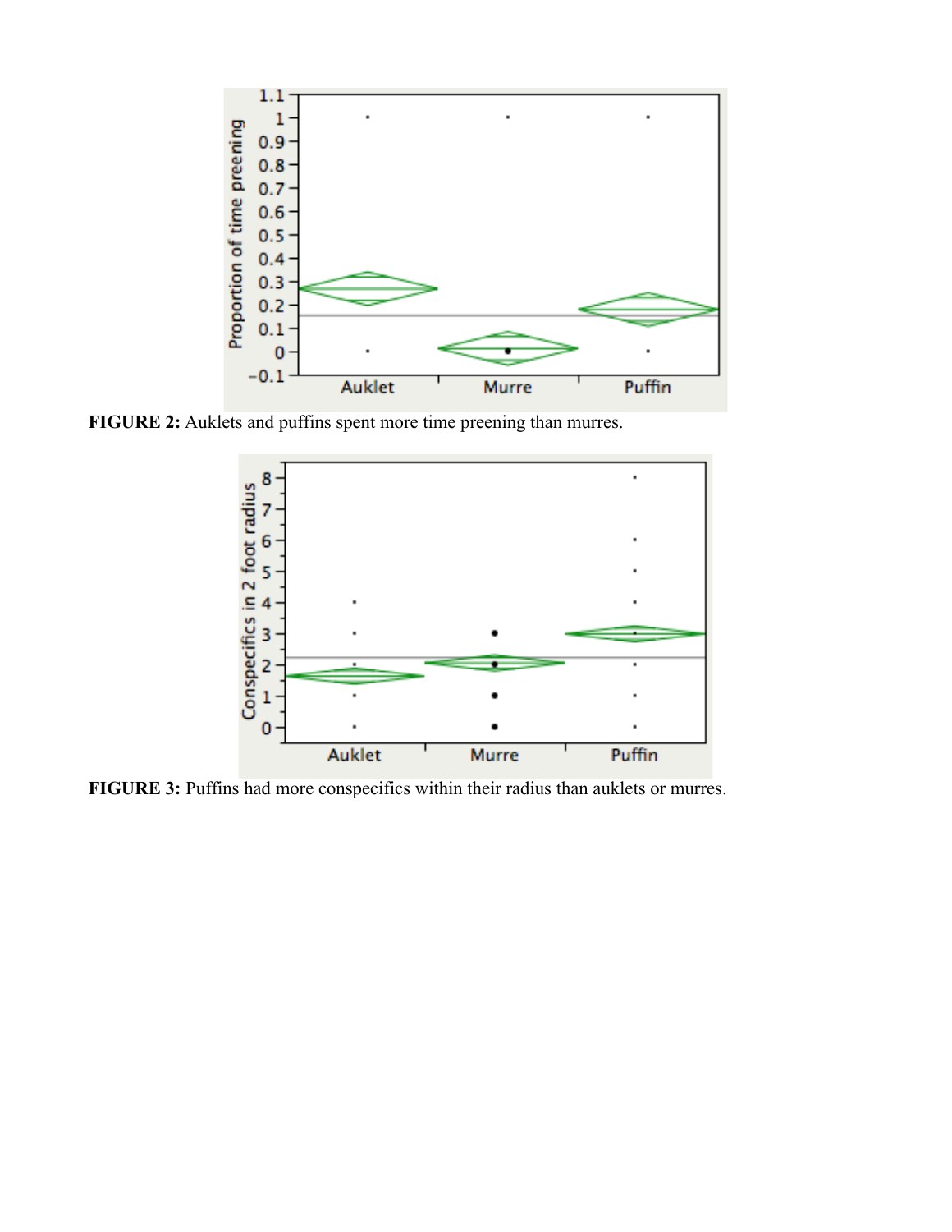Proportion of time preening

1.1
1
0.9
0.8
0.7
0.6
0.5
0.4
0.3
0.2
0.1
0
-0.1

Auklet
Murre
Puffin

**FIGURE 2:** Auklets and puffins spent more time preening than murres.

Conspecifics in 2 foot radius

8
7
6
5
4
3
2
1
0

Auklet
Murre
Puffin

**FIGURE 3:** Puffins had more conspecifics within their radius than auklets or murres.